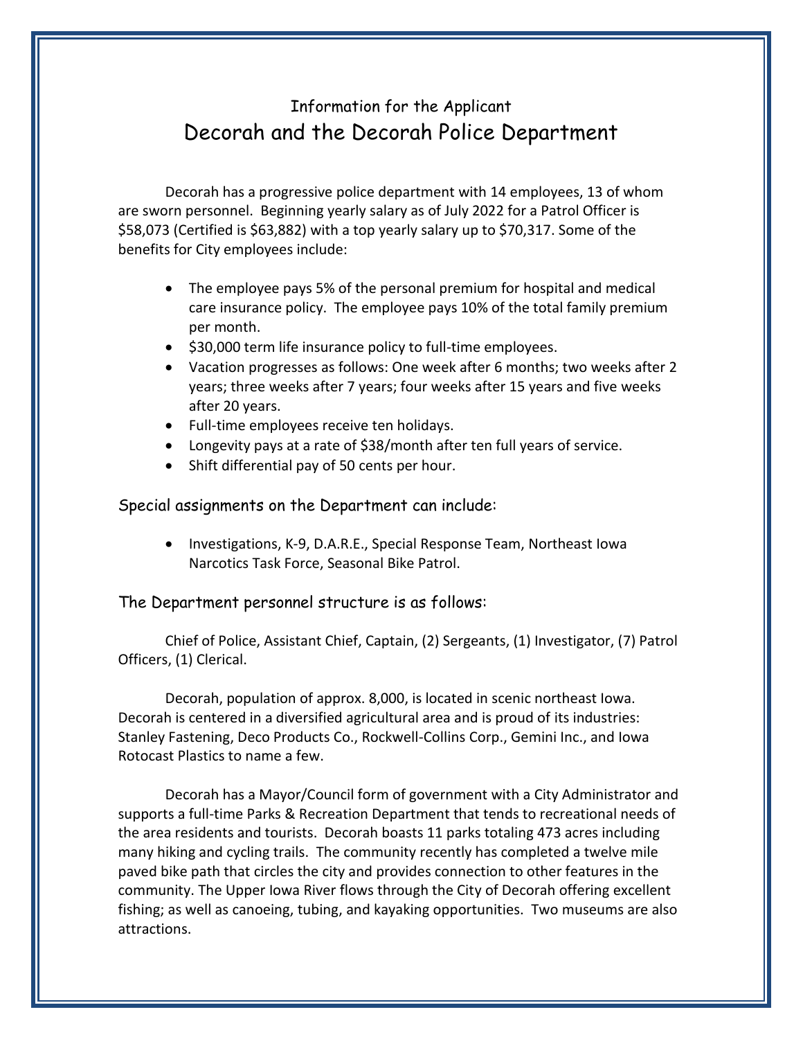# Information for the Applicant

## Decorah and the Decorah Police Department

Decorah has a progressive police department with 14 employees, 13 of whom are sworn personnel. Beginning yearly salary as of July 2022 for a Patrol Officer is $58,073 (Certified is $63,882) with a top yearly salary up to $70,317. Some of the benefits for City employees include:

- The employee pays 5% of the personal premium for hospital and medical care insurance policy. The employee pays 10% of the total family premium per month.
- $30,000 term life insurance policy to full-time employees.
- Vacation progresses as follows: One week after 6 months; two weeks after 2 years; three weeks after 7 years; four weeks after 15 years and five weeks after 20 years.
- Full-time employees receive ten holidays.
- Longevity pays at a rate of $38/month after ten full years of service.
- Shift differential pay of 50 cents per hour.

### Special assignments on the Department can include:

- Investigations, K-9, D.A.R.E., Special Response Team, Northeast Iowa Narcotics Task Force, Seasonal Bike Patrol.

### The Department personnel structure is as follows:

Chief of Police, Assistant Chief, Captain, (2) Sergeants, (1) Investigator, (7) Patrol Officers, (1) Clerical.

Decorah, population of approx. 8,000, is located in scenic northeast Iowa. Decorah is centered in a diversified agricultural area and is proud of its industries: Stanley Fastening, Deco Products Co., Rockwell-Collins Corp., Gemini Inc., and Iowa Rotocast Plastics to name a few.

Decorah has a Mayor/Council form of government with a City Administrator and supports a full-time Parks & Recreation Department that tends to recreational needs of the area residents and tourists. Decorah boasts 11 parks totaling 473 acres including many hiking and cycling trails. The community recently has completed a twelve mile paved bike path that circles the city and provides connection to other features in the community. The Upper Iowa River flows through the City of Decorah offering excellent fishing; as well as canoeing, tubing, and kayaking opportunities. Two museums are also attractions.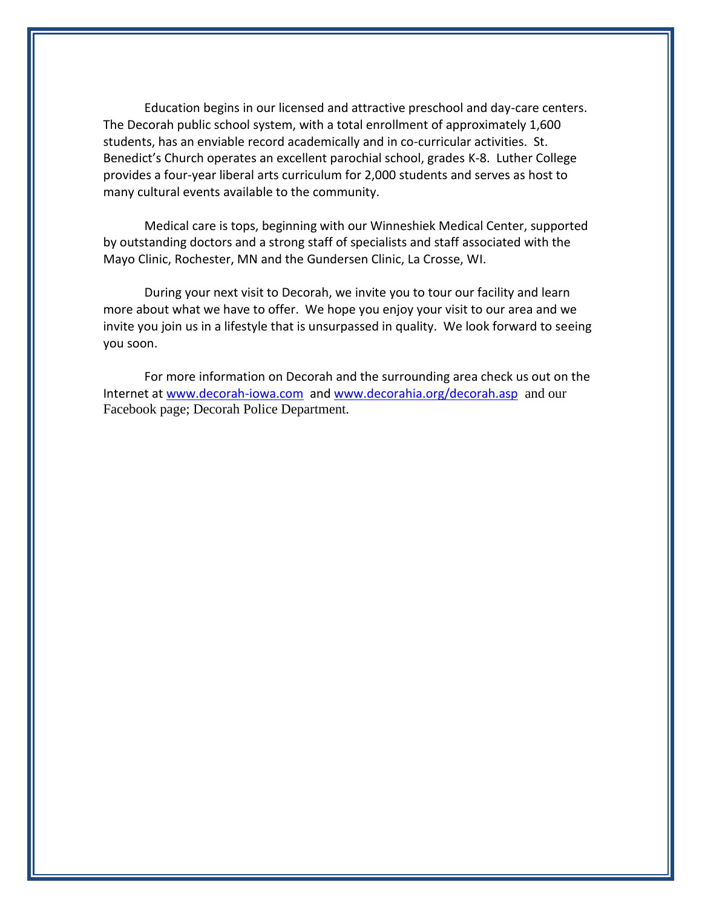Education begins in our licensed and attractive preschool and day-care centers. The Decorah public school system, with a total enrollment of approximately 1,600 students, has an enviable record academically and in co-curricular activities. St. Benedict's Church operates an excellent parochial school, grades K-8. Luther College provides a four-year liberal arts curriculum for 2,000 students and serves as host to many cultural events available to the community.

Medical care is tops, beginning with our Winneshiek Medical Center, supported by outstanding doctors and a strong staff of specialists and staff associated with the Mayo Clinic, Rochester, MN and the Gundersen Clinic, La Crosse, WI.

During your next visit to Decorah, we invite you to tour our facility and learn more about what we have to offer. We hope you enjoy your visit to our area and we invite you join us in a lifestyle that is unsurpassed in quality. We look forward to seeing you soon.

For more information on Decorah and the surrounding area check us out on the Internet at [www.decorah-iowa.com](http://www.decorah-iowa.com) and [www.decorahia.org/decorah.asp](http://www.decorahia.org/decorah.asp) and our Facebook page; Decorah Police Department.